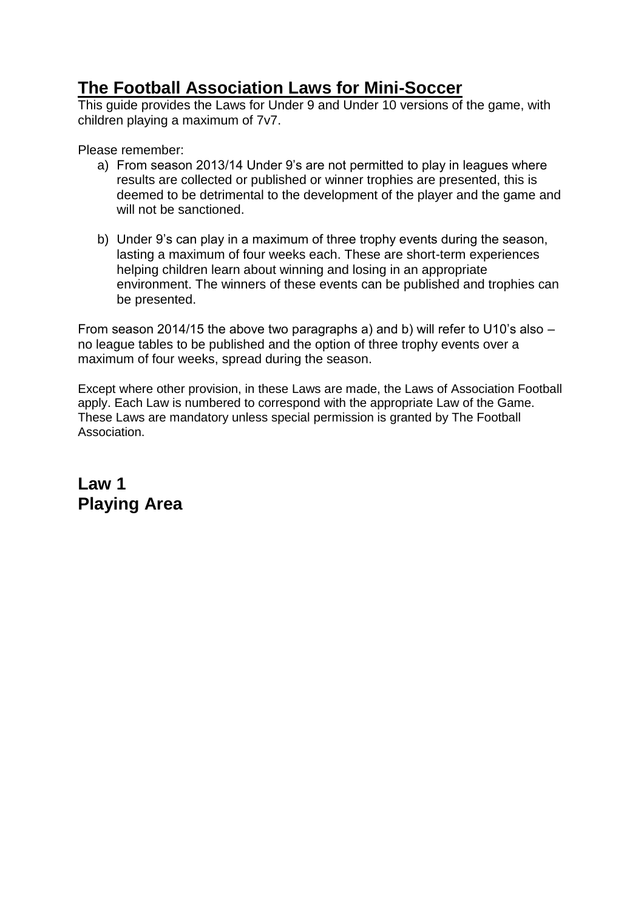# The Football Association Laws for Mini-Soccer

This guide provides the Laws for Under 9 and Under 10 versions of the game, with children playing a maximum of 7v7.

Please remember:

a) From season 2013/14 Under 9's are not permitted to play in leagues where results are collected or published or winner trophies are presented, this is deemed to be detrimental to the development of the player and the game and will not be sanctioned.

b) Under 9's can play in a maximum of three trophy events during the season, lasting a maximum of four weeks each. These are short-term experiences helping children learn about winning and losing in an appropriate environment. The winners of these events can be published and trophies can be presented.

From season 2014/15 the above two paragraphs a) and b) will refer to U10's also – no league tables to be published and the option of three trophy events over a maximum of four weeks, spread during the season.

Except where other provision, in these Laws are made, the Laws of Association Football apply. Each Law is numbered to correspond with the appropriate Law of the Game. These Laws are mandatory unless special permission is granted by The Football Association.

## Law 1
## Playing Area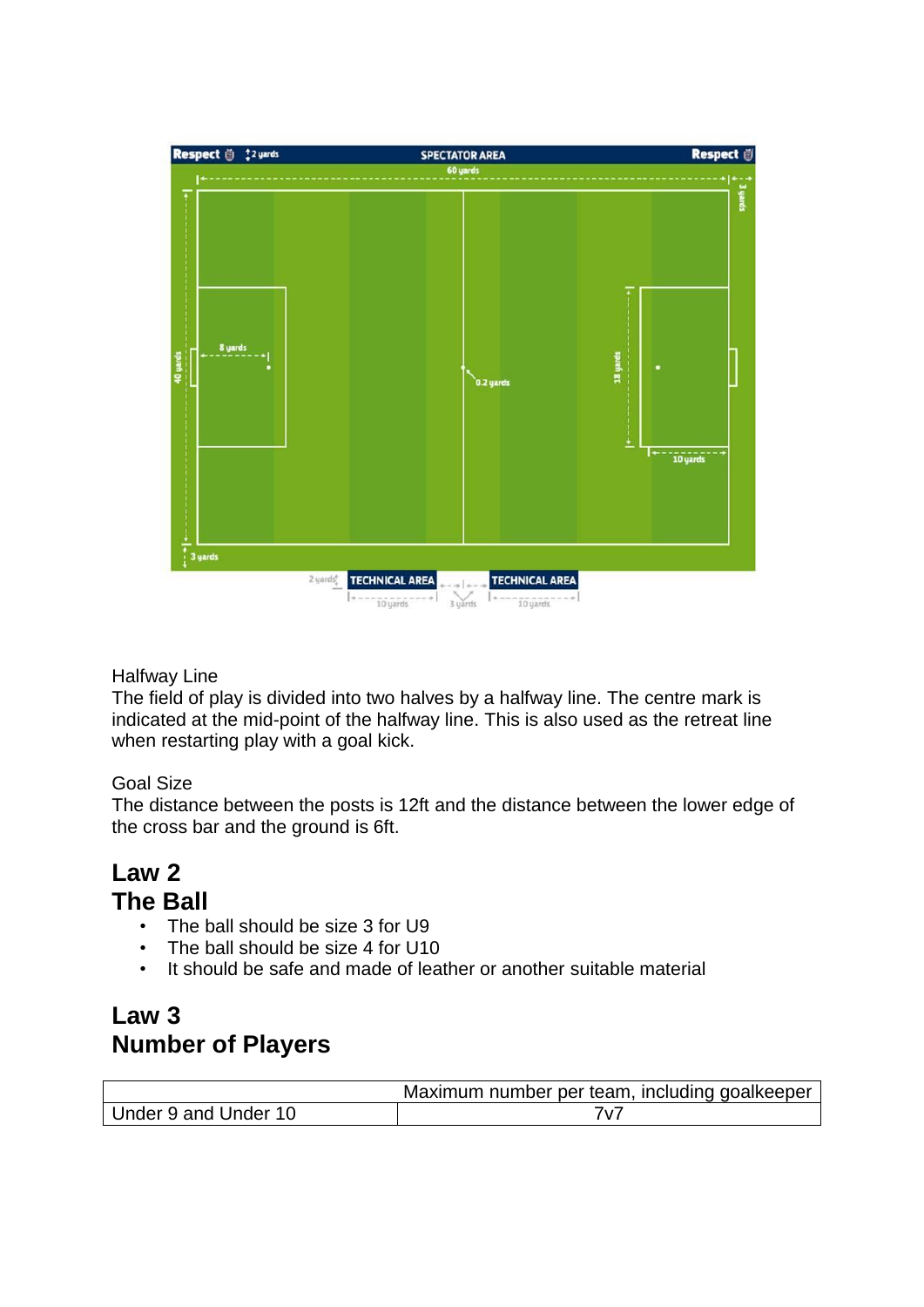Halfway Line
The field of play is divided into two halves by a halfway line. The centre mark is indicated at the mid-point of the halfway line. This is also used as the retreat line when restarting play with a goal kick.

Goal Size
The distance between the posts is 12ft and the distance between the lower edge of the cross bar and the ground is 6ft.

## Law 2
## The Ball

- The ball should be size 3 for U9
- The ball should be size 4 for U10
- It should be safe and made of leather or another suitable material

## Law 3
## Number of Players

| | Maximum number per team, including goalkeeper |
|---|---|
| Under 9 and Under 10 | 7v7 |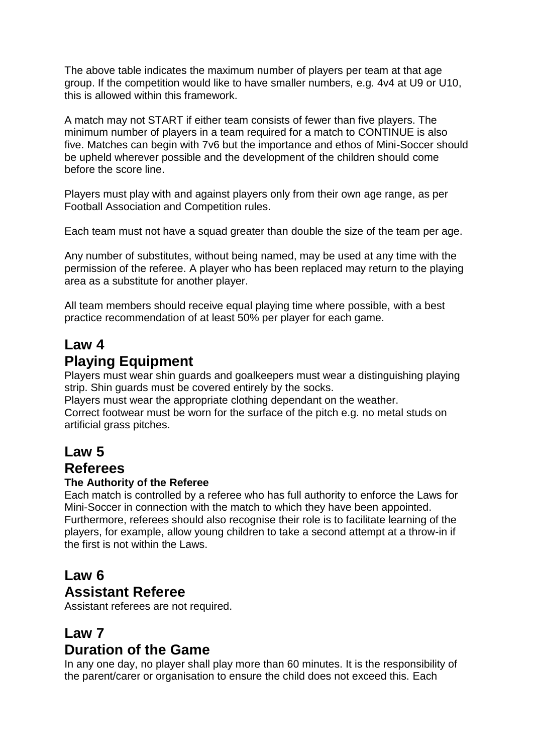The above table indicates the maximum number of players per team at that age group. If the competition would like to have smaller numbers, e.g. 4v4 at U9 or U10, this is allowed within this framework.

A match may not START if either team consists of fewer than five players. The minimum number of players in a team required for a match to CONTINUE is also five. Matches can begin with 7v6 but the importance and ethos of Mini-Soccer should be upheld wherever possible and the development of the children should come before the score line.

Players must play with and against players only from their own age range, as per Football Association and Competition rules.

Each team must not have a squad greater than double the size of the team per age.

Any number of substitutes, without being named, may be used at any time with the permission of the referee. A player who has been replaced may return to the playing area as a substitute for another player.

All team members should receive equal playing time where possible, with a best practice recommendation of at least 50% per player for each game.

## Law 4
## Playing Equipment

Players must wear shin guards and goalkeepers must wear a distinguishing playing strip. Shin guards must be covered entirely by the socks.
Players must wear the appropriate clothing dependant on the weather.
Correct footwear must be worn for the surface of the pitch e.g. no metal studs on artificial grass pitches.

## Law 5
## Referees

**The Authority of the Referee**

Each match is controlled by a referee who has full authority to enforce the Laws for Mini-Soccer in connection with the match to which they have been appointed. Furthermore, referees should also recognise their role is to facilitate learning of the players, for example, allow young children to take a second attempt at a throw-in if the first is not within the Laws.

## Law 6
## Assistant Referee

Assistant referees are not required.

## Law 7
## Duration of the Game

In any one day, no player shall play more than 60 minutes. It is the responsibility of the parent/carer or organisation to ensure the child does not exceed this. Each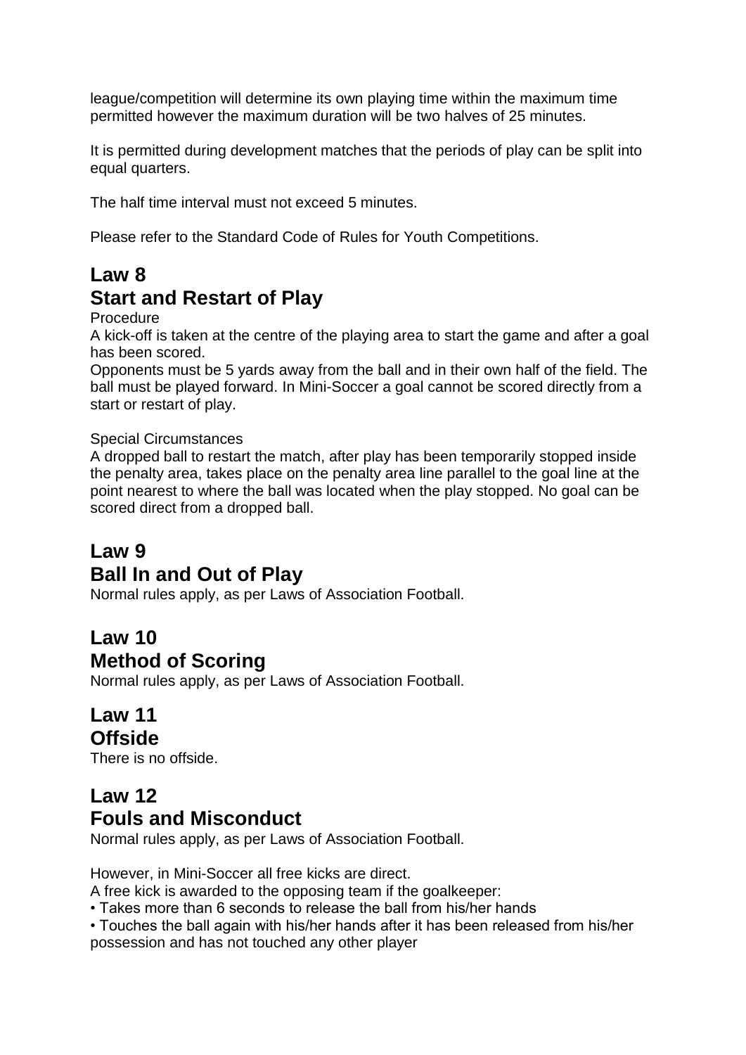league/competition will determine its own playing time within the maximum time permitted however the maximum duration will be two halves of 25 minutes.

It is permitted during development matches that the periods of play can be split into equal quarters.

The half time interval must not exceed 5 minutes.

Please refer to the Standard Code of Rules for Youth Competitions.

## Law 8
## Start and Restart of Play

Procedure
A kick-off is taken at the centre of the playing area to start the game and after a goal has been scored.
Opponents must be 5 yards away from the ball and in their own half of the field. The ball must be played forward. In Mini-Soccer a goal cannot be scored directly from a start or restart of play.

Special Circumstances
A dropped ball to restart the match, after play has been temporarily stopped inside the penalty area, takes place on the penalty area line parallel to the goal line at the point nearest to where the ball was located when the play stopped. No goal can be scored direct from a dropped ball.

## Law 9
## Ball In and Out of Play

Normal rules apply, as per Laws of Association Football.

## Law 10
## Method of Scoring

Normal rules apply, as per Laws of Association Football.

## Law 11
## Offside

There is no offside.

## Law 12
## Fouls and Misconduct

Normal rules apply, as per Laws of Association Football.

However, in Mini-Soccer all free kicks are direct.
A free kick is awarded to the opposing team if the goalkeeper:

- Takes more than 6 seconds to release the ball from his/her hands
- Touches the ball again with his/her hands after it has been released from his/her possession and has not touched any other player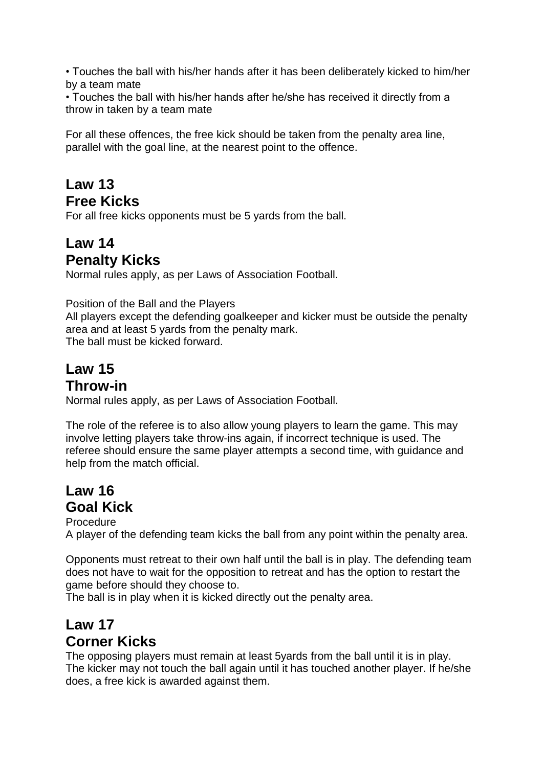- Touches the ball with his/her hands after it has been deliberately kicked to him/her by a team mate
- Touches the ball with his/her hands after he/she has received it directly from a throw in taken by a team mate

For all these offences, the free kick should be taken from the penalty area line, parallel with the goal line, at the nearest point to the offence.

## Law 13
## Free Kicks

For all free kicks opponents must be 5 yards from the ball.

## Law 14
## Penalty Kicks

Normal rules apply, as per Laws of Association Football.

Position of the Ball and the Players
All players except the defending goalkeeper and kicker must be outside the penalty area and at least 5 yards from the penalty mark.
The ball must be kicked forward.

## Law 15
## Throw-in

Normal rules apply, as per Laws of Association Football.

The role of the referee is to also allow young players to learn the game. This may involve letting players take throw-ins again, if incorrect technique is used. The referee should ensure the same player attempts a second time, with guidance and help from the match official.

## Law 16
## Goal Kick

Procedure
A player of the defending team kicks the ball from any point within the penalty area.

Opponents must retreat to their own half until the ball is in play. The defending team does not have to wait for the opposition to retreat and has the option to restart the game before should they choose to.
The ball is in play when it is kicked directly out the penalty area.

## Law 17
## Corner Kicks

The opposing players must remain at least 5yards from the ball until it is in play.
The kicker may not touch the ball again until it has touched another player. If he/she does, a free kick is awarded against them.